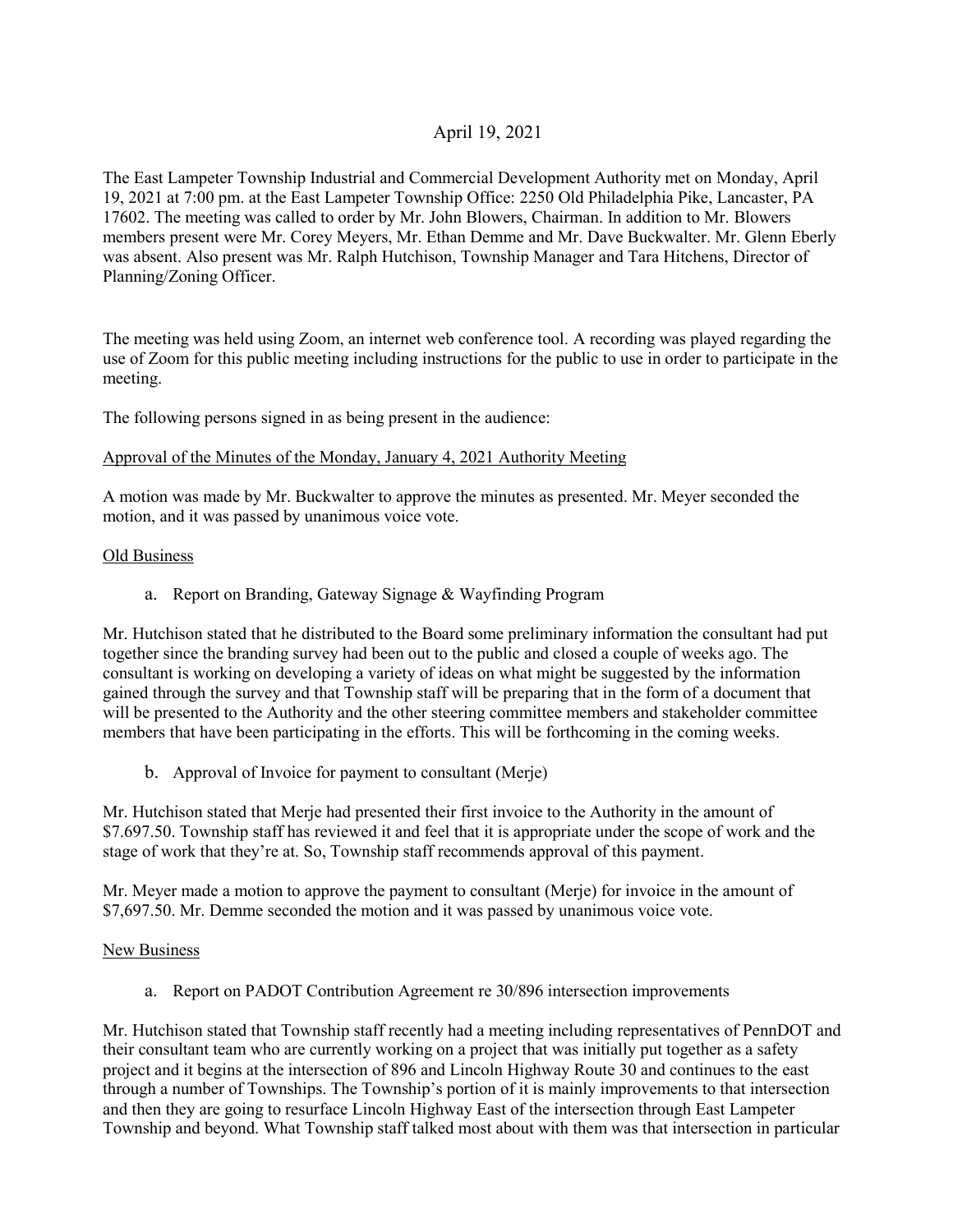April 19, 2021

The East Lampeter Township Industrial and Commercial Development Authority met on Monday, April 19, 2021 at 7:00 pm. at the East Lampeter Township Office: 2250 Old Philadelphia Pike, Lancaster, PA 17602. The meeting was called to order by Mr. John Blowers, Chairman. In addition to Mr. Blowers members present were Mr. Corey Meyers, Mr. Ethan Demme and Mr. Dave Buckwalter. Mr. Glenn Eberly was absent. Also present was Mr. Ralph Hutchison, Township Manager and Tara Hitchens, Director of Planning/Zoning Officer.

The meeting was held using Zoom, an internet web conference tool. A recording was played regarding the use of Zoom for this public meeting including instructions for the public to use in order to participate in the meeting.

The following persons signed in as being present in the audience:

Approval of the Minutes of the Monday, January 4, 2021 Authority Meeting

A motion was made by Mr. Buckwalter to approve the minutes as presented. Mr. Meyer seconded the motion, and it was passed by unanimous voice vote.

Old Business

a. Report on Branding, Gateway Signage & Wayfinding Program

Mr. Hutchison stated that he distributed to the Board some preliminary information the consultant had put together since the branding survey had been out to the public and closed a couple of weeks ago. The consultant is working on developing a variety of ideas on what might be suggested by the information gained through the survey and that Township staff will be preparing that in the form of a document that will be presented to the Authority and the other steering committee members and stakeholder committee members that have been participating in the efforts. This will be forthcoming in the coming weeks.

b. Approval of Invoice for payment to consultant (Merje)

Mr. Hutchison stated that Merje had presented their first invoice to the Authority in the amount of $7.697.50. Township staff has reviewed it and feel that it is appropriate under the scope of work and the stage of work that they're at. So, Township staff recommends approval of this payment.

Mr. Meyer made a motion to approve the payment to consultant (Merje) for invoice in the amount of $7,697.50. Mr. Demme seconded the motion and it was passed by unanimous voice vote.

New Business

a. Report on PADOT Contribution Agreement re 30/896 intersection improvements

Mr. Hutchison stated that Township staff recently had a meeting including representatives of PennDOT and their consultant team who are currently working on a project that was initially put together as a safety project and it begins at the intersection of 896 and Lincoln Highway Route 30 and continues to the east through a number of Townships. The Township's portion of it is mainly improvements to that intersection and then they are going to resurface Lincoln Highway East of the intersection through East Lampeter Township and beyond. What Township staff talked most about with them was that intersection in particular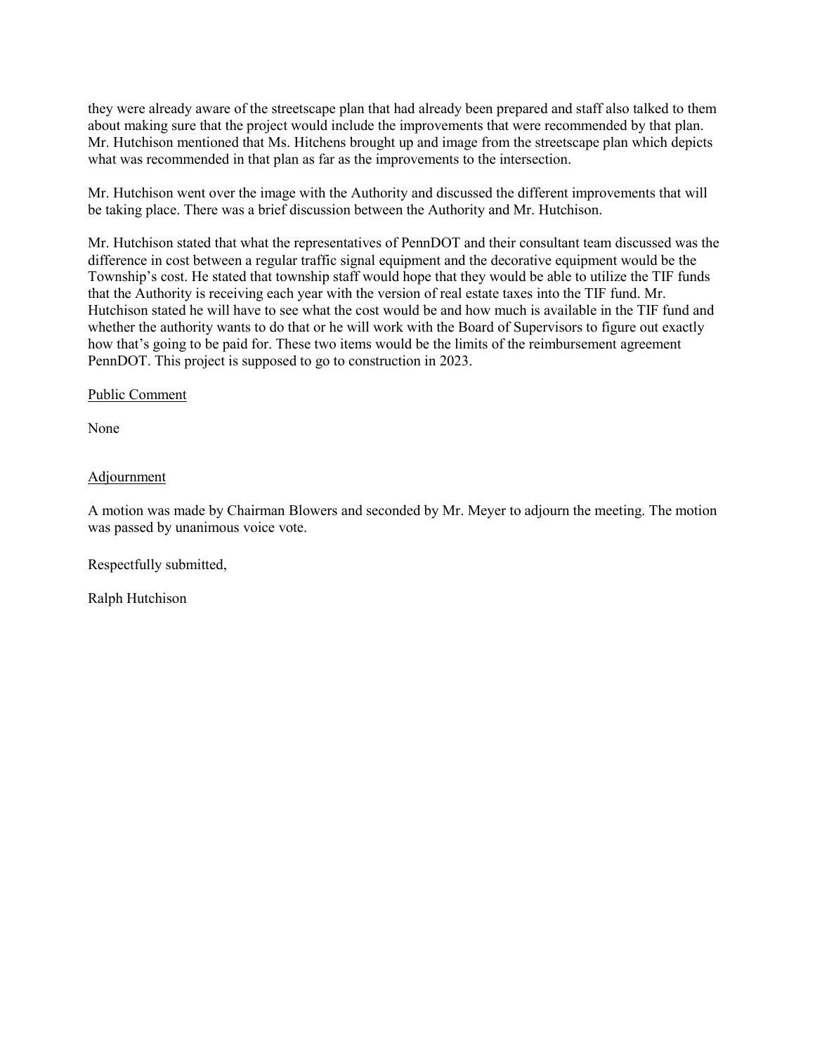they were already aware of the streetscape plan that had already been prepared and staff also talked to them about making sure that the project would include the improvements that were recommended by that plan. Mr. Hutchison mentioned that Ms. Hitchens brought up and image from the streetscape plan which depicts what was recommended in that plan as far as the improvements to the intersection.

Mr. Hutchison went over the image with the Authority and discussed the different improvements that will be taking place. There was a brief discussion between the Authority and Mr. Hutchison.

Mr. Hutchison stated that what the representatives of PennDOT and their consultant team discussed was the difference in cost between a regular traffic signal equipment and the decorative equipment would be the Township's cost. He stated that township staff would hope that they would be able to utilize the TIF funds that the Authority is receiving each year with the version of real estate taxes into the TIF fund. Mr. Hutchison stated he will have to see what the cost would be and how much is available in the TIF fund and whether the authority wants to do that or he will work with the Board of Supervisors to figure out exactly how that's going to be paid for. These two items would be the limits of the reimbursement agreement PennDOT. This project is supposed to go to construction in 2023.

<u>Public Comment</u>

None

<u>Adjournment</u>

A motion was made by Chairman Blowers and seconded by Mr. Meyer to adjourn the meeting. The motion was passed by unanimous voice vote.

Respectfully submitted,

Ralph Hutchison